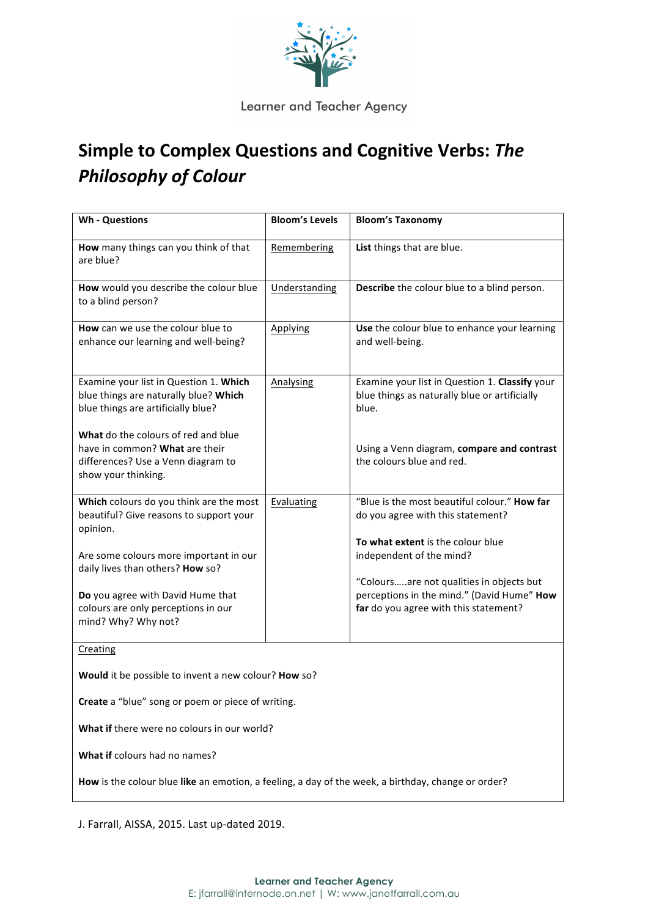Learner and Teacher Agency

# Simple to Complex Questions and Cognitive Verbs: *The Philosophy of Colour*

| Wh - Questions | Bloom's Levels | Bloom's Taxonomy |
|---|---|---|
| **How** many things can you think of that are blue? | Remembering | **List** things that are blue. |
| **How** would you describe the colour blue to a blind person? | Understanding | **Describe** the colour blue to a blind person. |
| **How** can we use the colour blue to enhance our learning and well-being? | Applying | **Use** the colour blue to enhance your learning and well-being. |
| Examine your list in Question 1. **Which** blue things are naturally blue? **Which** blue things are artificially blue?<br><br>**What** do the colours of red and blue have in common? **What** are their differences? Use a Venn diagram to show your thinking. | Analysing | Examine your list in Question 1. **Classify** your blue things as naturally blue or artificially blue.<br><br>Using a Venn diagram, **compare and contrast** the colours blue and red. |
| **Which** colours do you think are the most beautiful? Give reasons to support your opinion.<br><br>Are some colours more important in our daily lives than others? **How** so?<br><br>**Do** you agree with David Hume that colours are only perceptions in our mind? Why? Why not? | Evaluating | "Blue is the most beautiful colour." **How far** do you agree with this statement?<br><br>**To what extent** is the colour blue independent of the mind?<br><br>"Colours…..are not qualities in objects but perceptions in the mind." (David Hume" **How far** do you agree with this statement? |

Creating

**Would** it be possible to invent a new colour? **How** so?

**Create** a "blue" song or poem or piece of writing.

**What if** there were no colours in our world?

**What if** colours had no names?

**How** is the colour blue **like** an emotion, a feeling, a day of the week, a birthday, change or order?

J. Farrall, AISSA, 2015. Last up-dated 2019.

**Learner and Teacher Agency**
E: jfarrall@internode.on.net | W: www.janetfarrall.com.au